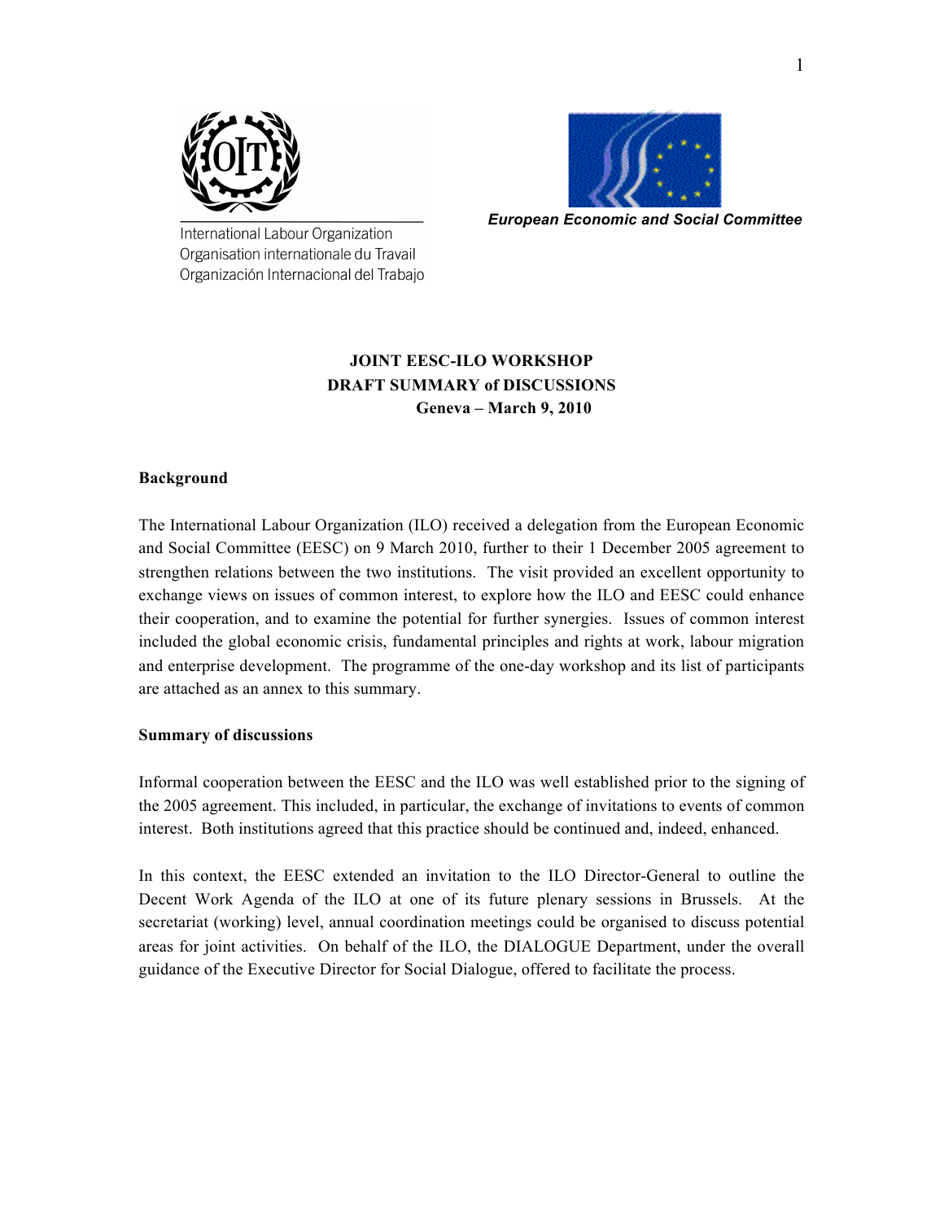International Labour Organization
Organisation internationale du Travail
Organización Internacional del Trabajo

*European Economic and Social Committee*

**JOINT EESC-ILO WORKSHOP**
**DRAFT SUMMARY of DISCUSSIONS**
**Geneva – March 9, 2010**

### Background

The International Labour Organization (ILO) received a delegation from the European Economic and Social Committee (EESC) on 9 March 2010, further to their 1 December 2005 agreement to strengthen relations between the two institutions. The visit provided an excellent opportunity to exchange views on issues of common interest, to explore how the ILO and EESC could enhance their cooperation, and to examine the potential for further synergies. Issues of common interest included the global economic crisis, fundamental principles and rights at work, labour migration and enterprise development. The programme of the one-day workshop and its list of participants are attached as an annex to this summary.

### Summary of discussions

Informal cooperation between the EESC and the ILO was well established prior to the signing of the 2005 agreement. This included, in particular, the exchange of invitations to events of common interest. Both institutions agreed that this practice should be continued and, indeed, enhanced.

In this context, the EESC extended an invitation to the ILO Director-General to outline the Decent Work Agenda of the ILO at one of its future plenary sessions in Brussels. At the secretariat (working) level, annual coordination meetings could be organised to discuss potential areas for joint activities. On behalf of the ILO, the DIALOGUE Department, under the overall guidance of the Executive Director for Social Dialogue, offered to facilitate the process.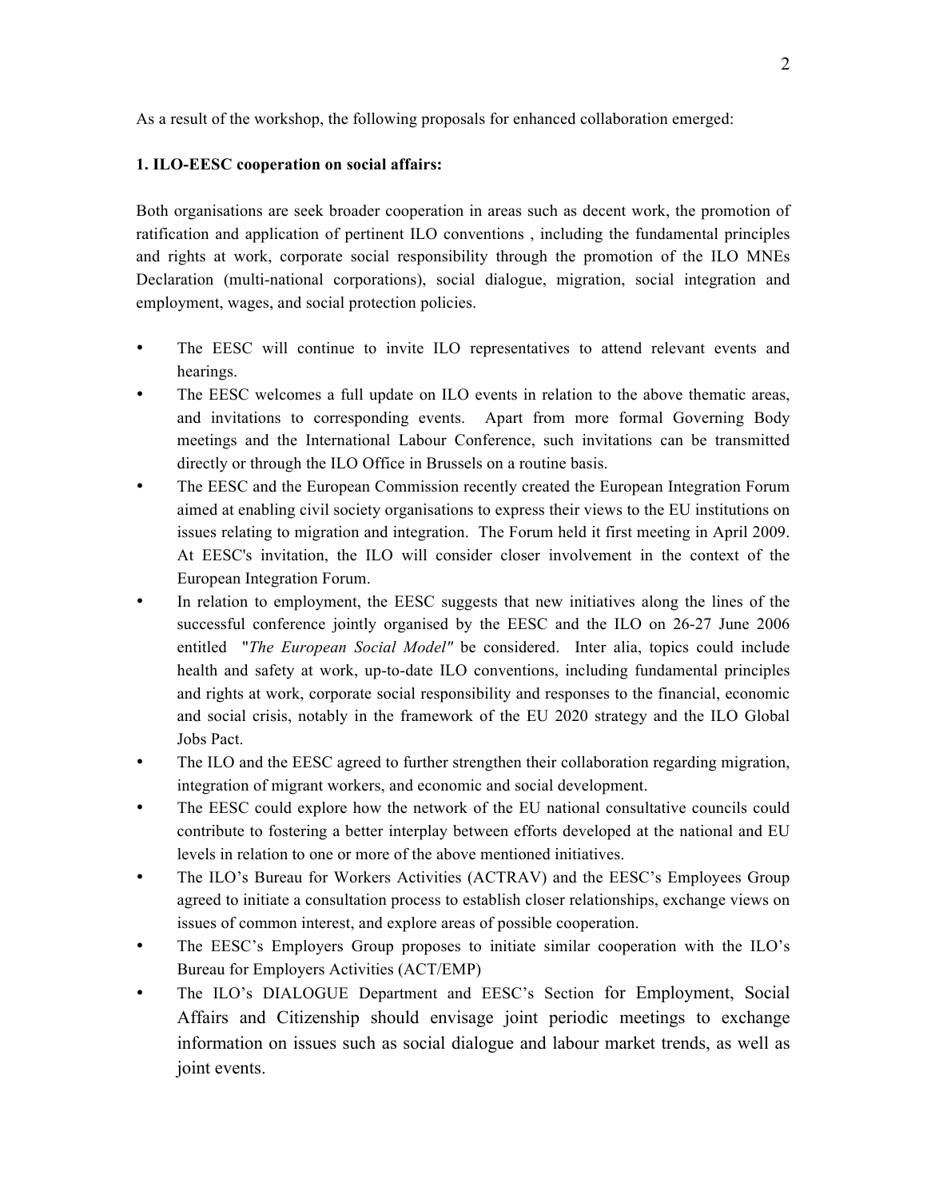As a result of the workshop, the following proposals for enhanced collaboration emerged:

**1. ILO-EESC cooperation on social affairs:**

Both organisations are seek broader cooperation in areas such as decent work, the promotion of ratification and application of pertinent ILO conventions , including the fundamental principles and rights at work, corporate social responsibility through the promotion of the ILO MNEs Declaration (multi-national corporations), social dialogue, migration, social integration and employment, wages, and social protection policies.

- The EESC will continue to invite ILO representatives to attend relevant events and hearings.
- The EESC welcomes a full update on ILO events in relation to the above thematic areas, and invitations to corresponding events. Apart from more formal Governing Body meetings and the International Labour Conference, such invitations can be transmitted directly or through the ILO Office in Brussels on a routine basis.
- The EESC and the European Commission recently created the European Integration Forum aimed at enabling civil society organisations to express their views to the EU institutions on issues relating to migration and integration. The Forum held it first meeting in April 2009. At EESC's invitation, the ILO will consider closer involvement in the context of the European Integration Forum.
- In relation to employment, the EESC suggests that new initiatives along the lines of the successful conference jointly organised by the EESC and the ILO on 26-27 June 2006 entitled "*The European Social Model"* be considered. Inter alia, topics could include health and safety at work, up-to-date ILO conventions, including fundamental principles and rights at work, corporate social responsibility and responses to the financial, economic and social crisis, notably in the framework of the EU 2020 strategy and the ILO Global Jobs Pact.
- The ILO and the EESC agreed to further strengthen their collaboration regarding migration, integration of migrant workers, and economic and social development.
- The EESC could explore how the network of the EU national consultative councils could contribute to fostering a better interplay between efforts developed at the national and EU levels in relation to one or more of the above mentioned initiatives.
- The ILO's Bureau for Workers Activities (ACTRAV) and the EESC's Employees Group agreed to initiate a consultation process to establish closer relationships, exchange views on issues of common interest, and explore areas of possible cooperation.
- The EESC's Employers Group proposes to initiate similar cooperation with the ILO's Bureau for Employers Activities (ACT/EMP)
- The ILO's DIALOGUE Department and EESC's Section for Employment, Social Affairs and Citizenship should envisage joint periodic meetings to exchange information on issues such as social dialogue and labour market trends, as well as joint events.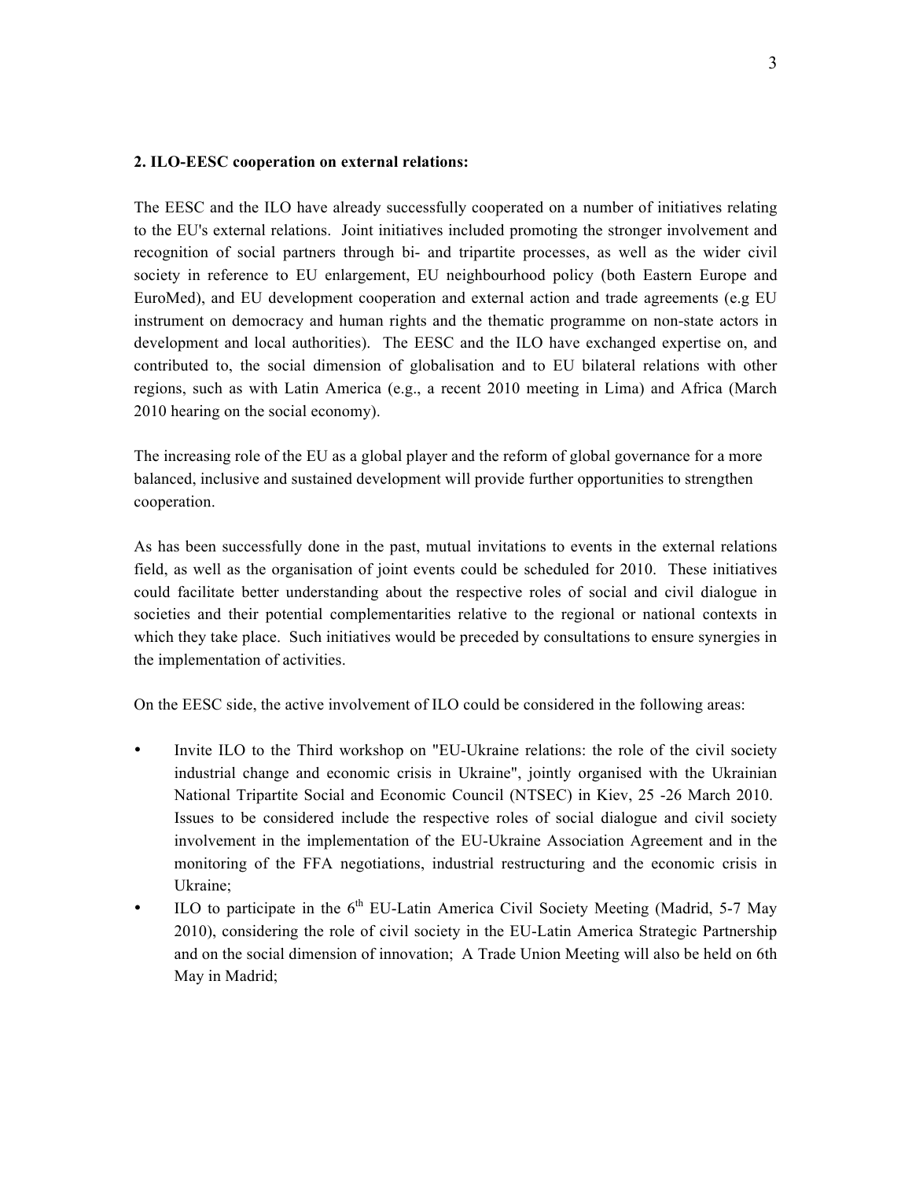**2. ILO-EESC cooperation on external relations:**

The EESC and the ILO have already successfully cooperated on a number of initiatives relating to the EU's external relations. Joint initiatives included promoting the stronger involvement and recognition of social partners through bi- and tripartite processes, as well as the wider civil society in reference to EU enlargement, EU neighbourhood policy (both Eastern Europe and EuroMed), and EU development cooperation and external action and trade agreements (e.g EU instrument on democracy and human rights and the thematic programme on non-state actors in development and local authorities). The EESC and the ILO have exchanged expertise on, and contributed to, the social dimension of globalisation and to EU bilateral relations with other regions, such as with Latin America (e.g., a recent 2010 meeting in Lima) and Africa (March 2010 hearing on the social economy).

The increasing role of the EU as a global player and the reform of global governance for a more balanced, inclusive and sustained development will provide further opportunities to strengthen cooperation.

As has been successfully done in the past, mutual invitations to events in the external relations field, as well as the organisation of joint events could be scheduled for 2010. These initiatives could facilitate better understanding about the respective roles of social and civil dialogue in societies and their potential complementarities relative to the regional or national contexts in which they take place. Such initiatives would be preceded by consultations to ensure synergies in the implementation of activities.

On the EESC side, the active involvement of ILO could be considered in the following areas:

- Invite ILO to the Third workshop on "EU-Ukraine relations: the role of the civil society industrial change and economic crisis in Ukraine", jointly organised with the Ukrainian National Tripartite Social and Economic Council (NTSEC) in Kiev, 25 -26 March 2010. Issues to be considered include the respective roles of social dialogue and civil society involvement in the implementation of the EU-Ukraine Association Agreement and in the monitoring of the FFA negotiations, industrial restructuring and the economic crisis in Ukraine;
- ILO to participate in the 6th EU-Latin America Civil Society Meeting (Madrid, 5-7 May 2010), considering the role of civil society in the EU-Latin America Strategic Partnership and on the social dimension of innovation; A Trade Union Meeting will also be held on 6th May in Madrid;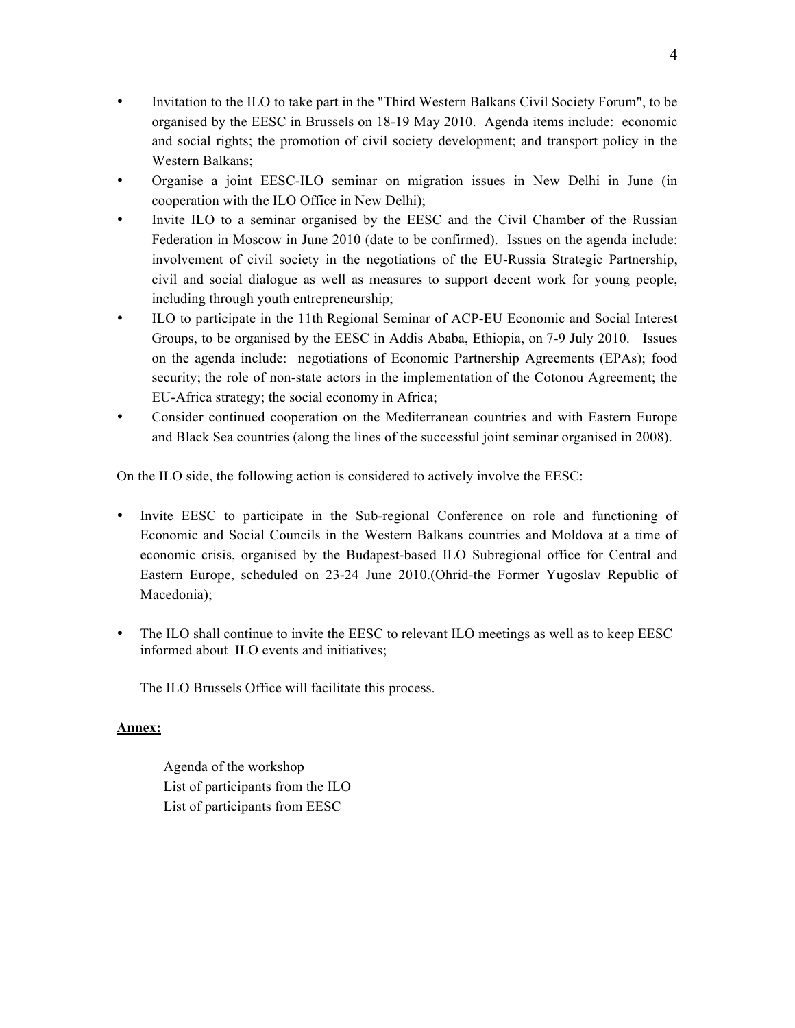- Invitation to the ILO to take part in the "Third Western Balkans Civil Society Forum", to be organised by the EESC in Brussels on 18-19 May 2010. Agenda items include: economic and social rights; the promotion of civil society development; and transport policy in the Western Balkans;
- Organise a joint EESC-ILO seminar on migration issues in New Delhi in June (in cooperation with the ILO Office in New Delhi);
- Invite ILO to a seminar organised by the EESC and the Civil Chamber of the Russian Federation in Moscow in June 2010 (date to be confirmed). Issues on the agenda include: involvement of civil society in the negotiations of the EU-Russia Strategic Partnership, civil and social dialogue as well as measures to support decent work for young people, including through youth entrepreneurship;
- ILO to participate in the 11th Regional Seminar of ACP-EU Economic and Social Interest Groups, to be organised by the EESC in Addis Ababa, Ethiopia, on 7-9 July 2010. Issues on the agenda include: negotiations of Economic Partnership Agreements (EPAs); food security; the role of non-state actors in the implementation of the Cotonou Agreement; the EU-Africa strategy; the social economy in Africa;
- Consider continued cooperation on the Mediterranean countries and with Eastern Europe and Black Sea countries (along the lines of the successful joint seminar organised in 2008).

On the ILO side, the following action is considered to actively involve the EESC:

- Invite EESC to participate in the Sub-regional Conference on role and functioning of Economic and Social Councils in the Western Balkans countries and Moldova at a time of economic crisis, organised by the Budapest-based ILO Subregional office for Central and Eastern Europe, scheduled on 23-24 June 2010.(Ohrid-the Former Yugoslav Republic of Macedonia);

- The ILO shall continue to invite the EESC to relevant ILO meetings as well as to keep EESC informed about ILO events and initiatives;

  The ILO Brussels Office will facilitate this process.

**Annex:**

Agenda of the workshop
List of participants from the ILO
List of participants from EESC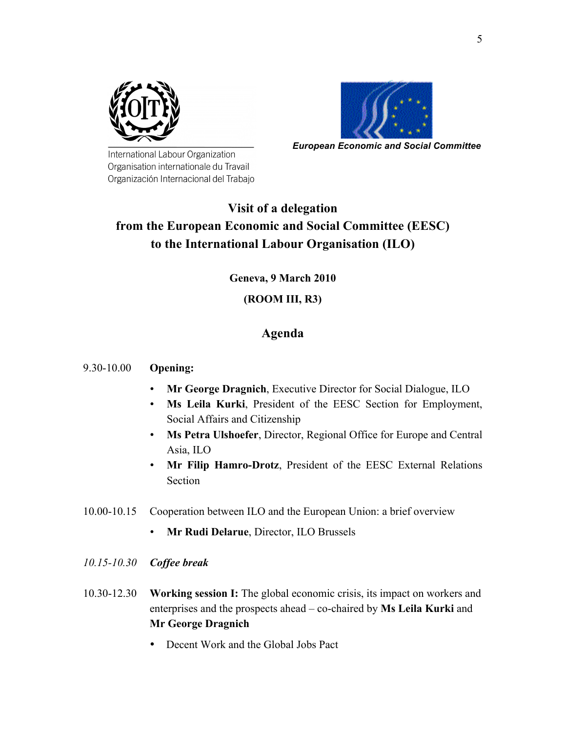International Labour Organization
Organisation internationale du Travail
Organización Internacional del Trabajo

***European Economic and Social Committee***

# Visit of a delegation from the European Economic and Social Committee (EESC) to the International Labour Organisation (ILO)

**Geneva, 9 March 2010**

**(ROOM III, R3)**

## Agenda

9.30-10.00 **Opening:**

- **Mr George Dragnich**, Executive Director for Social Dialogue, ILO
- **Ms Leila Kurki**, President of the EESC Section for Employment, Social Affairs and Citizenship
- **Ms Petra Ulshoefer**, Director, Regional Office for Europe and Central Asia, ILO
- **Mr Filip Hamro-Drotz**, President of the EESC External Relations Section

10.00-10.15 Cooperation between ILO and the European Union: a brief overview

- **Mr Rudi Delarue**, Director, ILO Brussels

*10.15-10.30* ***Coffee break***

10.30-12.30 **Working session I:** The global economic crisis, its impact on workers and enterprises and the prospects ahead – co-chaired by **Ms Leila Kurki** and **Mr George Dragnich**

- Decent Work and the Global Jobs Pact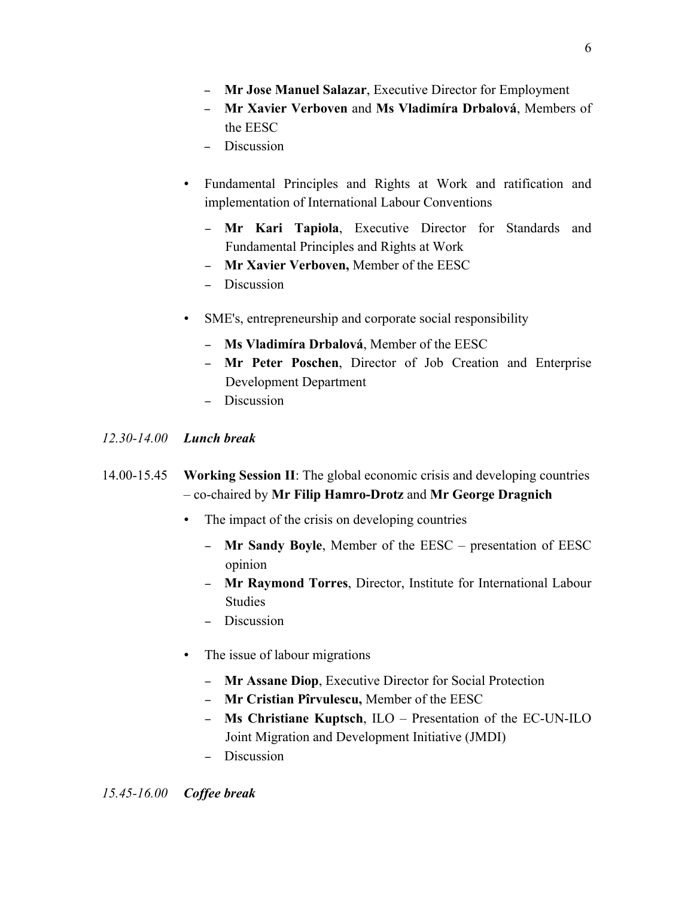- **Mr Jose Manuel Salazar**, Executive Director for Employment
- **Mr Xavier Verboven** and **Ms Vladimíra Drbalová**, Members of the EESC
- Discussion

• Fundamental Principles and Rights at Work and ratification and implementation of International Labour Conventions

  - **Mr Kari Tapiola**, Executive Director for Standards and Fundamental Principles and Rights at Work
  - **Mr Xavier Verboven,** Member of the EESC
  - Discussion

• SME's, entrepreneurship and corporate social responsibility

  - **Ms Vladimíra Drbalová**, Member of the EESC
  - **Mr Peter Poschen**, Director of Job Creation and Enterprise Development Department
  - Discussion

*12.30-14.00* ***Lunch break***

14.00-15.45 **Working Session II**: The global economic crisis and developing countries – co-chaired by **Mr Filip Hamro-Drotz** and **Mr George Dragnich**

• The impact of the crisis on developing countries

  - **Mr Sandy Boyle**, Member of the EESC – presentation of EESC opinion
  - **Mr Raymond Torres**, Director, Institute for International Labour Studies
  - Discussion

• The issue of labour migrations

  - **Mr Assane Diop**, Executive Director for Social Protection
  - **Mr Cristian Pîrvulescu,** Member of the EESC
  - **Ms Christiane Kuptsch**, ILO – Presentation of the EC-UN-ILO Joint Migration and Development Initiative (JMDI)
  - Discussion

*15.45-16.00* ***Coffee break***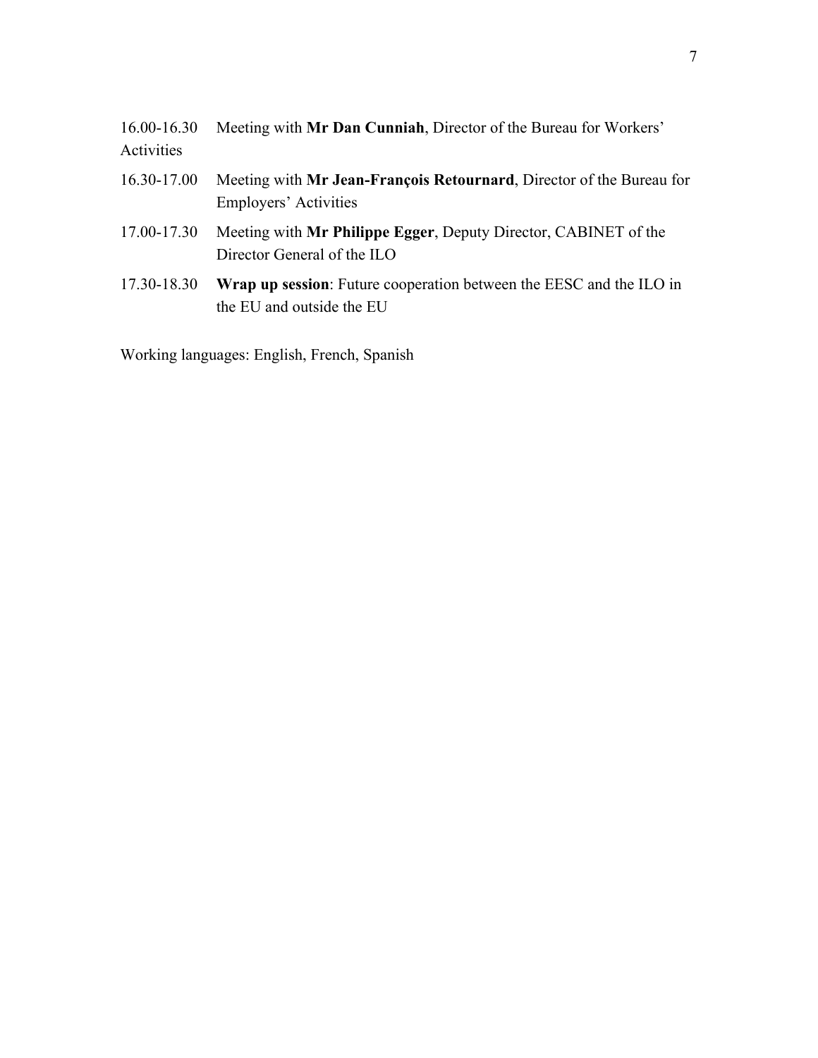16.00-16.30 Meeting with **Mr Dan Cunniah**, Director of the Bureau for Workers' Activities

16.30-17.00 Meeting with **Mr Jean-François Retournard**, Director of the Bureau for Employers' Activities

17.00-17.30 Meeting with **Mr Philippe Egger**, Deputy Director, CABINET of the Director General of the ILO

17.30-18.30 **Wrap up session**: Future cooperation between the EESC and the ILO in the EU and outside the EU

Working languages: English, French, Spanish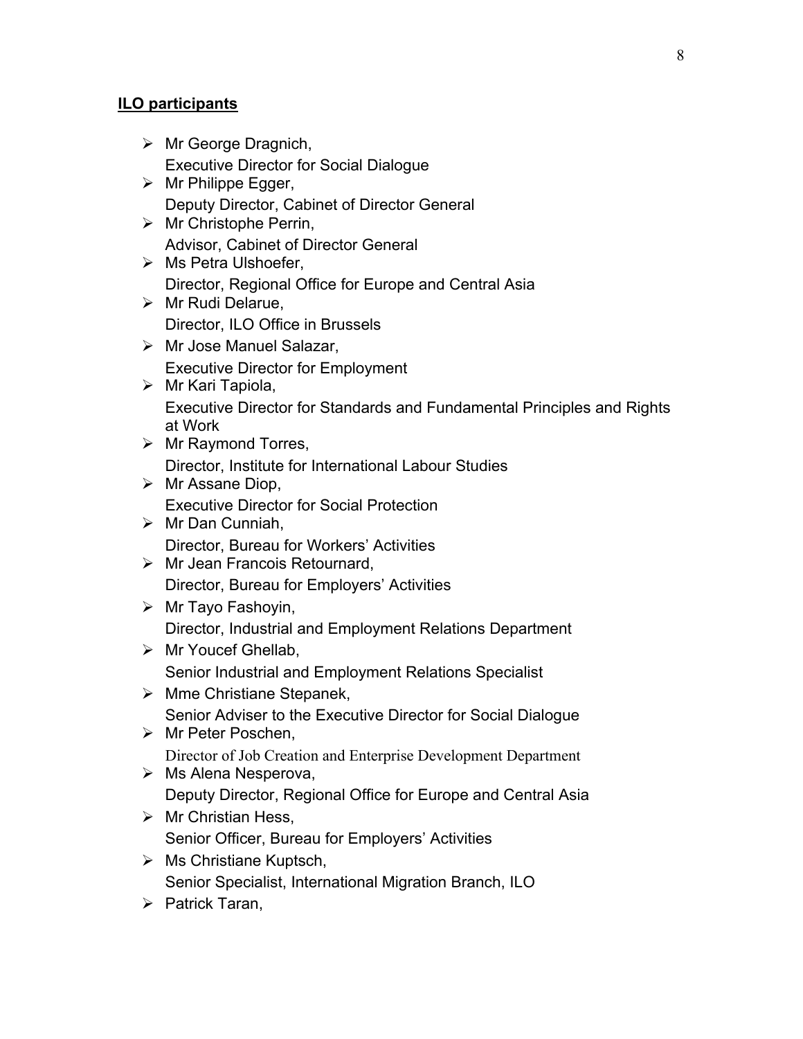**ILO participants**

- Mr George Dragnich,
  Executive Director for Social Dialogue
- Mr Philippe Egger,
  Deputy Director, Cabinet of Director General
- Mr Christophe Perrin,
  Advisor, Cabinet of Director General
- Ms Petra Ulshoefer,
  Director, Regional Office for Europe and Central Asia
- Mr Rudi Delarue,
  Director, ILO Office in Brussels
- Mr Jose Manuel Salazar,
  Executive Director for Employment
- Mr Kari Tapiola,
  Executive Director for Standards and Fundamental Principles and Rights at Work
- Mr Raymond Torres,
  Director, Institute for International Labour Studies
- Mr Assane Diop,
  Executive Director for Social Protection
- Mr Dan Cunniah,
  Director, Bureau for Workers' Activities
- Mr Jean Francois Retournard,
  Director, Bureau for Employers' Activities
- Mr Tayo Fashoyin,
  Director, Industrial and Employment Relations Department
- Mr Youcef Ghellab,
  Senior Industrial and Employment Relations Specialist
- Mme Christiane Stepanek,
  Senior Adviser to the Executive Director for Social Dialogue
- Mr Peter Poschen,
  Director of Job Creation and Enterprise Development Department
- Ms Alena Nesperova,
  Deputy Director, Regional Office for Europe and Central Asia
- Mr Christian Hess,
  Senior Officer, Bureau for Employers' Activities
- Ms Christiane Kuptsch,
  Senior Specialist, International Migration Branch, ILO
- Patrick Taran,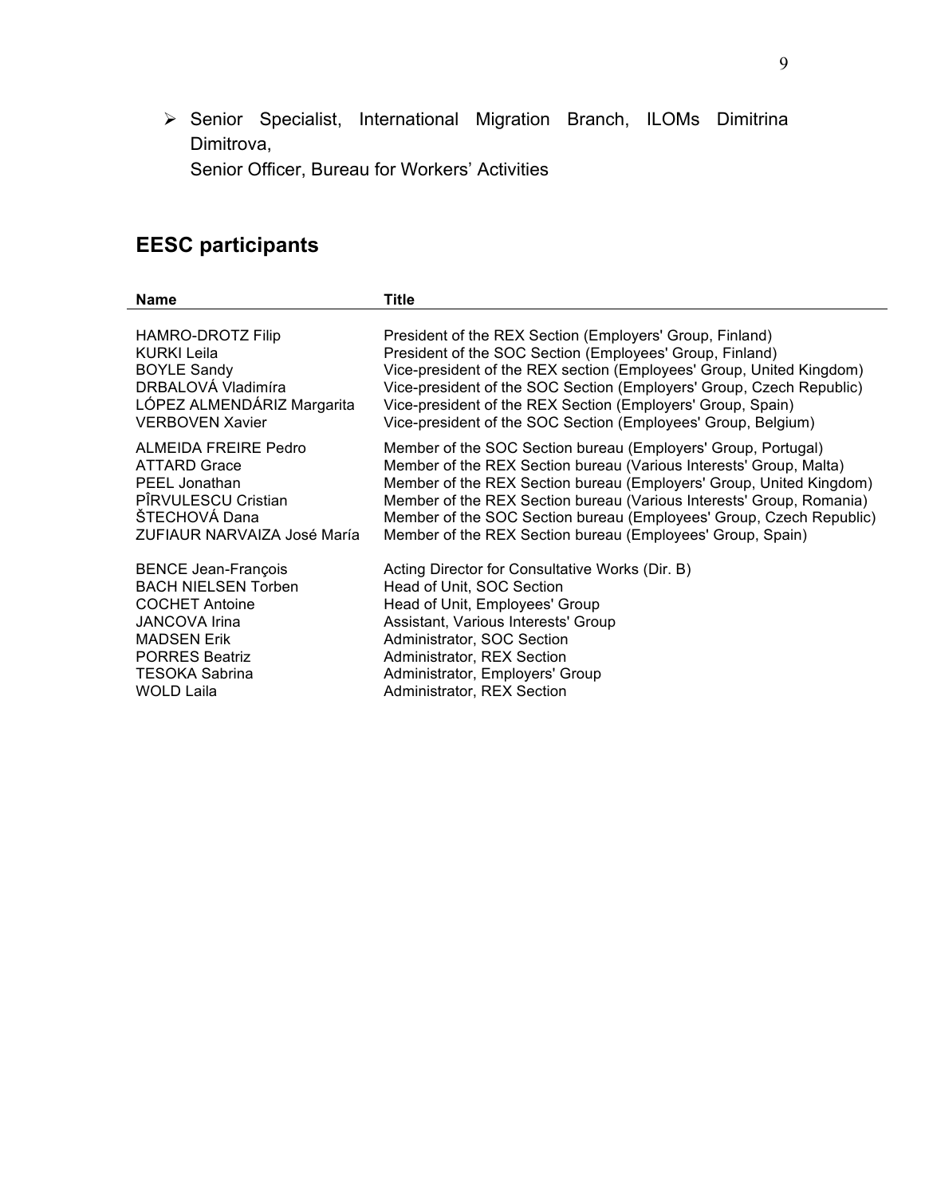- Senior Specialist, International Migration Branch, ILOMs Dimitrina Dimitrova,
  Senior Officer, Bureau for Workers' Activities

## EESC participants

| Name | Title |
|---|---|
| HAMRO-DROTZ Filip | President of the REX Section (Employers' Group, Finland) |
| KURKI Leila | President of the SOC Section (Employees' Group, Finland) |
| BOYLE Sandy | Vice-president of the REX section (Employees' Group, United Kingdom) |
| DRBALOVÁ Vladimíra | Vice-president of the SOC Section (Employers' Group, Czech Republic) |
| LÓPEZ ALMENDÁRIZ Margarita | Vice-president of the REX Section (Employers' Group, Spain) |
| VERBOVEN Xavier | Vice-president of the SOC Section (Employees' Group, Belgium) |
| ALMEIDA FREIRE Pedro | Member of the SOC Section bureau (Employers' Group, Portugal) |
| ATTARD Grace | Member of the REX Section bureau (Various Interests' Group, Malta) |
| PEEL Jonathan | Member of the REX Section bureau (Employers' Group, United Kingdom) |
| PÎRVULESCU Cristian | Member of the REX Section bureau (Various Interests' Group, Romania) |
| ŠTECHOVÁ Dana | Member of the SOC Section bureau (Employees' Group, Czech Republic) |
| ZUFIAUR NARVAIZA José María | Member of the REX Section bureau (Employees' Group, Spain) |
| BENCE Jean-François | Acting Director for Consultative Works (Dir. B) |
| BACH NIELSEN Torben | Head of Unit, SOC Section |
| COCHET Antoine | Head of Unit, Employees' Group |
| JANCOVA Irina | Assistant, Various Interests' Group |
| MADSEN Erik | Administrator, SOC Section |
| PORRES Beatriz | Administrator, REX Section |
| TESOKA Sabrina | Administrator, Employers' Group |
| WOLD Laila | Administrator, REX Section |